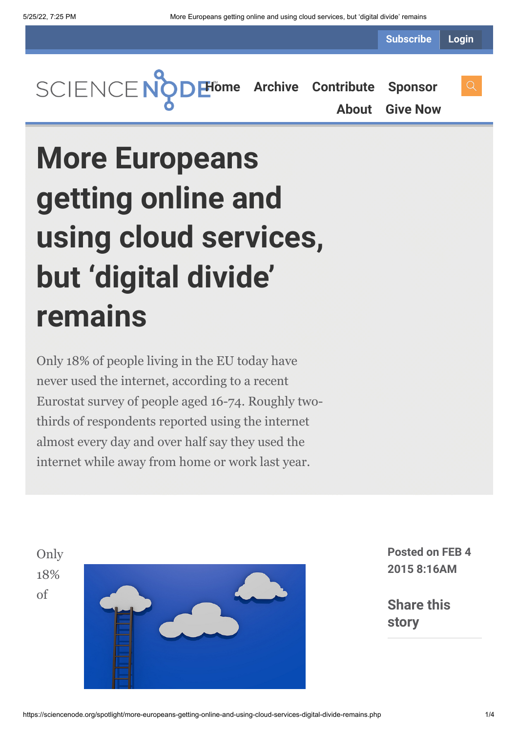# More Europeans getting online and using cloud services, but 'digital divide' remains

Only 18% of people living in the EU today have never used the internet, according to a recent Eurostat survey of people aged 16-74. Roughly two-thirds of respondents reported using the internet almost every day and over half say they used the internet while away from home or work last year.

**Posted on FEB 4 2015 8:16AM**

**Share this story**

Only 18% of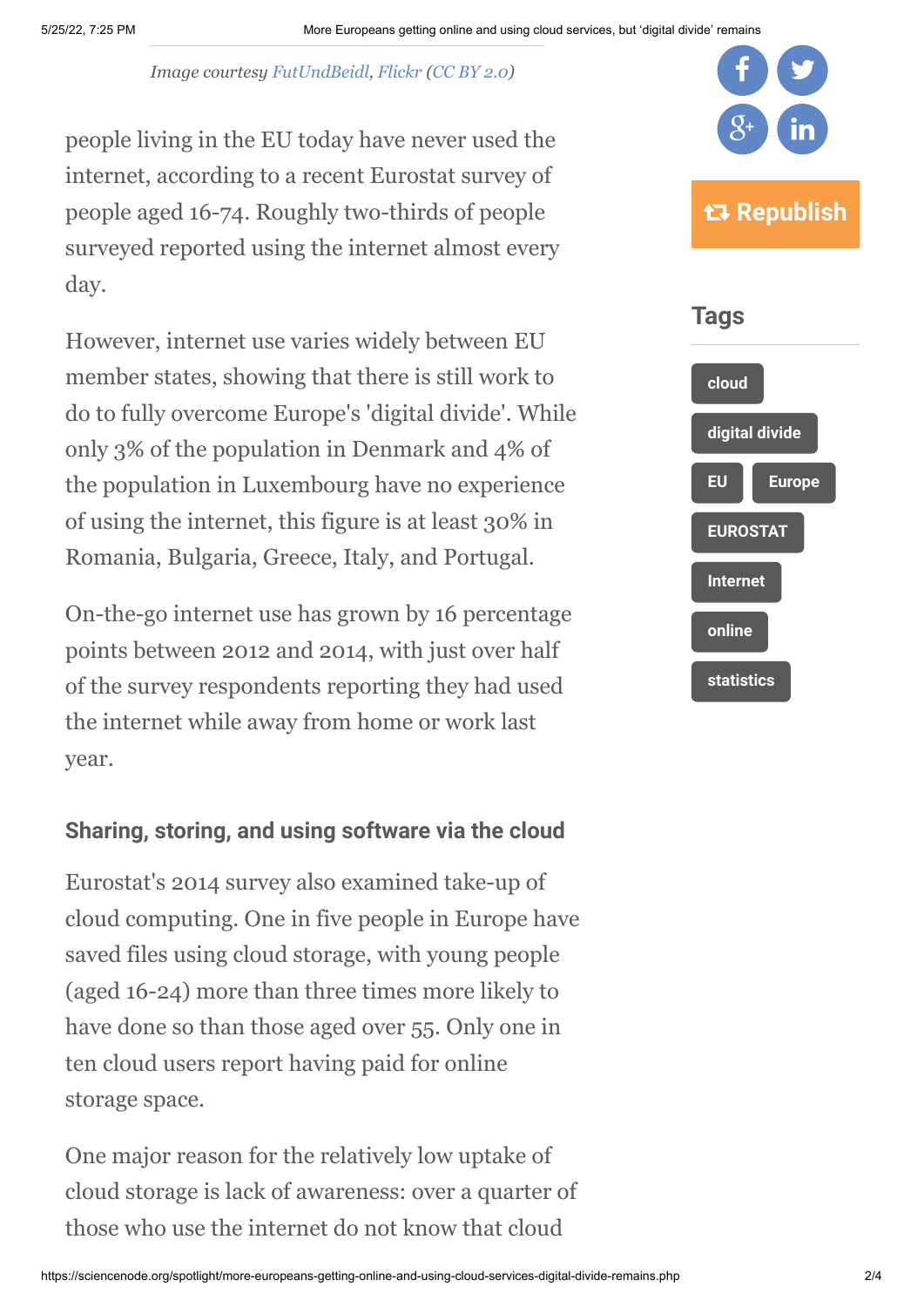*Image courtesy FutUndBeidl, Flickr (CC BY 2.0)*

people living in the EU today have never used the internet, according to a recent Eurostat survey of people aged 16-74. Roughly two-thirds of people surveyed reported using the internet almost every day.

However, internet use varies widely between EU member states, showing that there is still work to do to fully overcome Europe's 'digital divide'. While only 3% of the population in Denmark and 4% of the population in Luxembourg have no experience of using the internet, this figure is at least 30% in Romania, Bulgaria, Greece, Italy, and Portugal.

On-the-go internet use has grown by 16 percentage points between 2012 and 2014, with just over half of the survey respondents reporting they had used the internet while away from home or work last year.

### Sharing, storing, and using software via the cloud

Eurostat's 2014 survey also examined take-up of cloud computing. One in five people in Europe have saved files using cloud storage, with young people (aged 16-24) more than three times more likely to have done so than those aged over 55. Only one in ten cloud users report having paid for online storage space.

One major reason for the relatively low uptake of cloud storage is lack of awareness: over a quarter of those who use the internet do not know that cloud

Republish

## Tags

cloud

digital divide

EU

Europe

EUROSTAT

Internet

online

statistics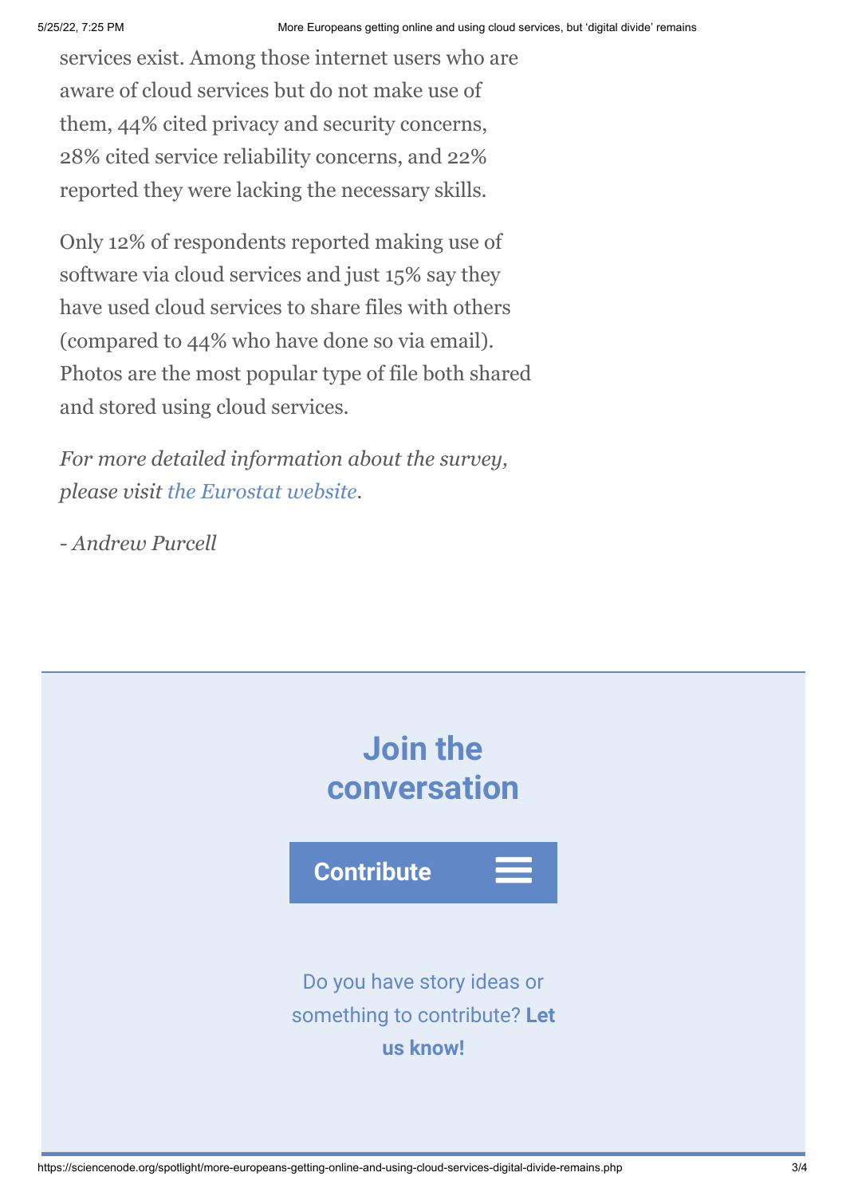services exist. Among those internet users who are aware of cloud services but do not make use of them, 44% cited privacy and security concerns, 28% cited service reliability concerns, and 22% reported they were lacking the necessary skills.

Only 12% of respondents reported making use of software via cloud services and just 15% say they have used cloud services to share files with others (compared to 44% who have done so via email). Photos are the most popular type of file both shared and stored using cloud services.

*For more detailed information about the survey, please visit the Eurostat website.*

*- Andrew Purcell*

## Join the conversation

**Contribute**

Do you have story ideas or something to contribute? **Let us know!**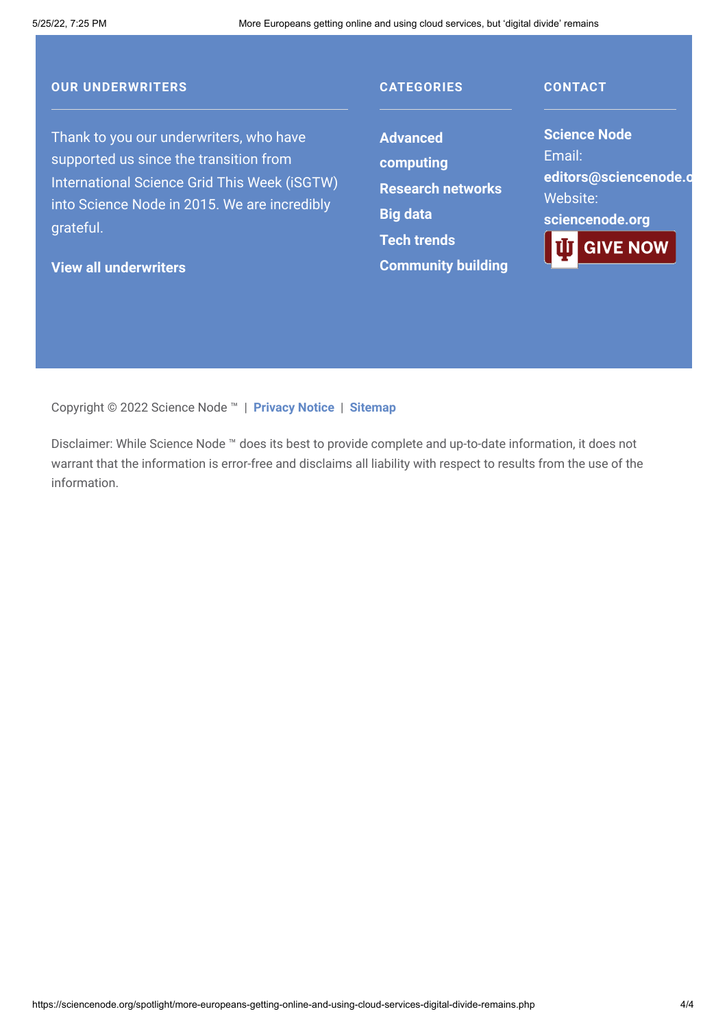### OUR UNDERWRITERS

Thank to you our underwriters, who have supported us since the transition from International Science Grid This Week (iSGTW) into Science Node in 2015. We are incredibly grateful.

**View all underwriters**

### CATEGORIES

**Advanced computing**

**Research networks**

**Big data**

**Tech trends**

**Community building**

### CONTACT

**Science Node**

Email:

**editors@sciencenode.o**

Website:

**sciencenode.org**

GIVE NOW

Copyright © 2022 Science Node ™ | **Privacy Notice** | **Sitemap**

Disclaimer: While Science Node ™ does its best to provide complete and up-to-date information, it does not warrant that the information is error-free and disclaims all liability with respect to results from the use of the information.